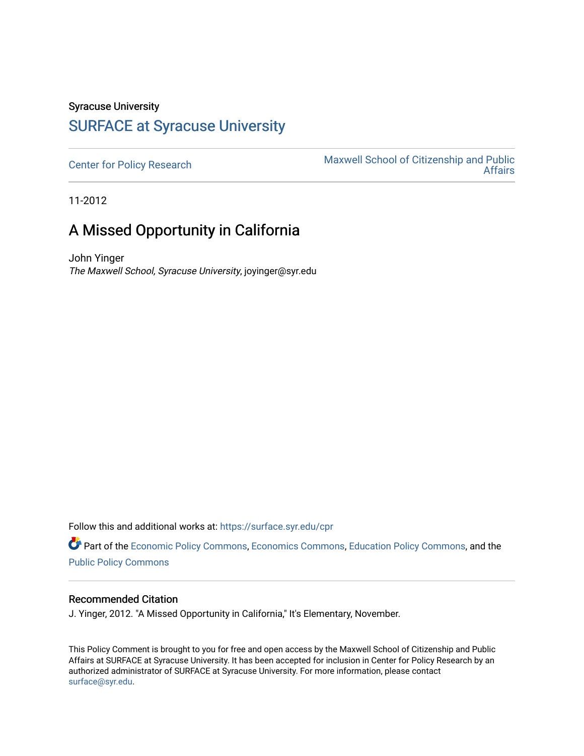Syracuse University

## SURFACE at Syracuse University

Center for Policy Research

Maxwell School of Citizenship and Public Affairs

11-2012

# A Missed Opportunity in California

John Yinger

*The Maxwell School, Syracuse University*, joyinger@syr.edu

Follow this and additional works at: https://surface.syr.edu/cpr

Part of the Economic Policy Commons, Economics Commons, Education Policy Commons, and the Public Policy Commons

### Recommended Citation

J. Yinger, 2012. "A Missed Opportunity in California," It's Elementary, November.

This Policy Comment is brought to you for free and open access by the Maxwell School of Citizenship and Public Affairs at SURFACE at Syracuse University. It has been accepted for inclusion in Center for Policy Research by an authorized administrator of SURFACE at Syracuse University. For more information, please contact surface@syr.edu.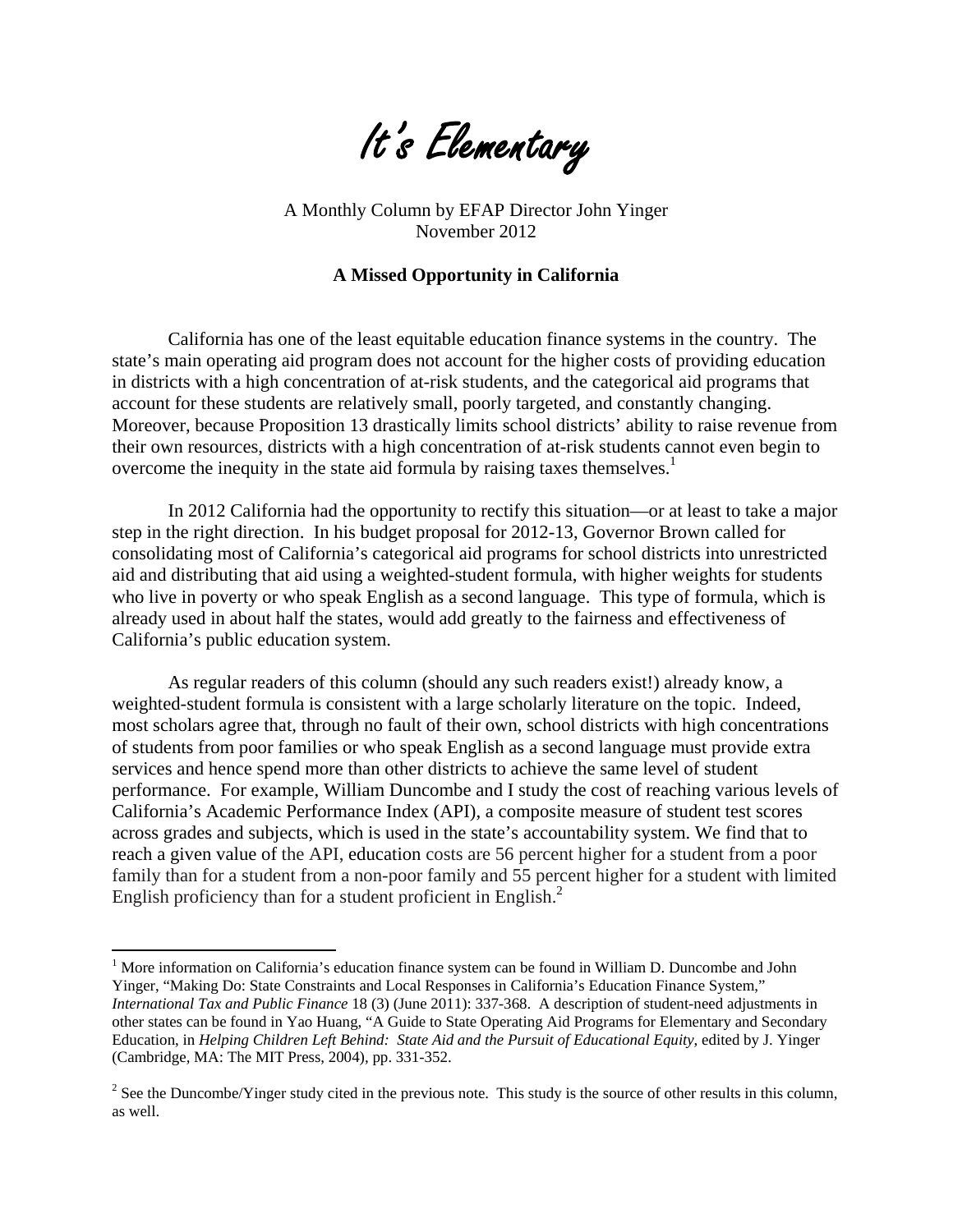# It's Elementary

A Monthly Column by EFAP Director John Yinger
November 2012

**A Missed Opportunity in California**

California has one of the least equitable education finance systems in the country. The state's main operating aid program does not account for the higher costs of providing education in districts with a high concentration of at-risk students, and the categorical aid programs that account for these students are relatively small, poorly targeted, and constantly changing. Moreover, because Proposition 13 drastically limits school districts' ability to raise revenue from their own resources, districts with a high concentration of at-risk students cannot even begin to overcome the inequity in the state aid formula by raising taxes themselves.[1]

In 2012 California had the opportunity to rectify this situation—or at least to take a major step in the right direction. In his budget proposal for 2012-13, Governor Brown called for consolidating most of California's categorical aid programs for school districts into unrestricted aid and distributing that aid using a weighted-student formula, with higher weights for students who live in poverty or who speak English as a second language. This type of formula, which is already used in about half the states, would add greatly to the fairness and effectiveness of California's public education system.

As regular readers of this column (should any such readers exist!) already know, a weighted-student formula is consistent with a large scholarly literature on the topic. Indeed, most scholars agree that, through no fault of their own, school districts with high concentrations of students from poor families or who speak English as a second language must provide extra services and hence spend more than other districts to achieve the same level of student performance. For example, William Duncombe and I study the cost of reaching various levels of California's Academic Performance Index (API), a composite measure of student test scores across grades and subjects, which is used in the state's accountability system. We find that to reach a given value of the API, education costs are 56 percent higher for a student from a poor family than for a student from a non-poor family and 55 percent higher for a student with limited English proficiency than for a student proficient in English.[2]

---

[1] More information on California's education finance system can be found in William D. Duncombe and John Yinger, "Making Do: State Constraints and Local Responses in California's Education Finance System," *International Tax and Public Finance* 18 (3) (June 2011): 337-368. A description of student-need adjustments in other states can be found in Yao Huang, "A Guide to State Operating Aid Programs for Elementary and Secondary Education, in *Helping Children Left Behind: State Aid and the Pursuit of Educational Equity*, edited by J. Yinger (Cambridge, MA: The MIT Press, 2004), pp. 331-352.

[2] See the Duncombe/Yinger study cited in the previous note. This study is the source of other results in this column, as well.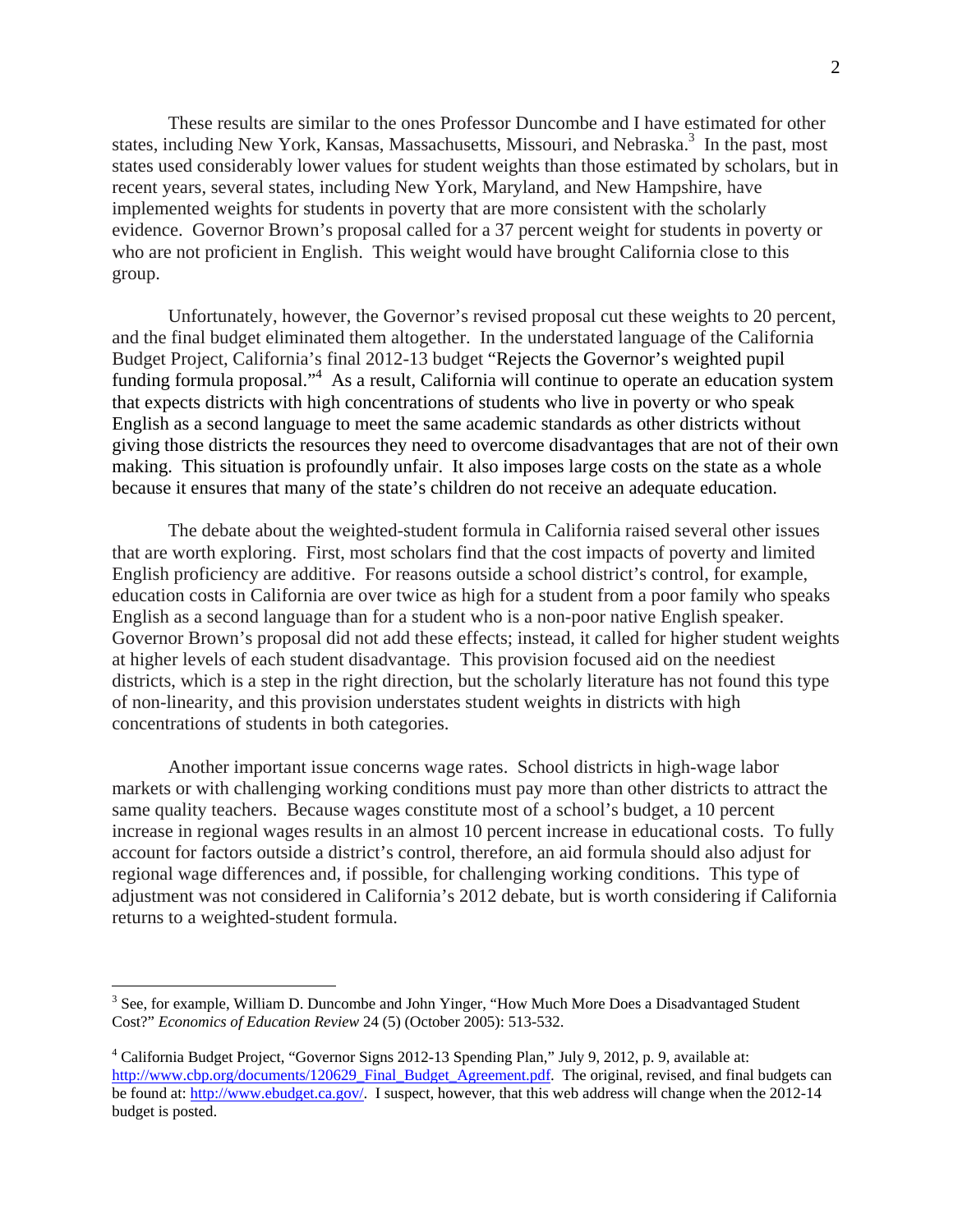These results are similar to the ones Professor Duncombe and I have estimated for other states, including New York, Kansas, Massachusetts, Missouri, and Nebraska.[3] In the past, most states used considerably lower values for student weights than those estimated by scholars, but in recent years, several states, including New York, Maryland, and New Hampshire, have implemented weights for students in poverty that are more consistent with the scholarly evidence. Governor Brown's proposal called for a 37 percent weight for students in poverty or who are not proficient in English. This weight would have brought California close to this group.

Unfortunately, however, the Governor's revised proposal cut these weights to 20 percent, and the final budget eliminated them altogether. In the understated language of the California Budget Project, California's final 2012-13 budget "Rejects the Governor's weighted pupil funding formula proposal."[4] As a result, California will continue to operate an education system that expects districts with high concentrations of students who live in poverty or who speak English as a second language to meet the same academic standards as other districts without giving those districts the resources they need to overcome disadvantages that are not of their own making. This situation is profoundly unfair. It also imposes large costs on the state as a whole because it ensures that many of the state's children do not receive an adequate education.

The debate about the weighted-student formula in California raised several other issues that are worth exploring. First, most scholars find that the cost impacts of poverty and limited English proficiency are additive. For reasons outside a school district's control, for example, education costs in California are over twice as high for a student from a poor family who speaks English as a second language than for a student who is a non-poor native English speaker. Governor Brown's proposal did not add these effects; instead, it called for higher student weights at higher levels of each student disadvantage. This provision focused aid on the neediest districts, which is a step in the right direction, but the scholarly literature has not found this type of non-linearity, and this provision understates student weights in districts with high concentrations of students in both categories.

Another important issue concerns wage rates. School districts in high-wage labor markets or with challenging working conditions must pay more than other districts to attract the same quality teachers. Because wages constitute most of a school's budget, a 10 percent increase in regional wages results in an almost 10 percent increase in educational costs. To fully account for factors outside a district's control, therefore, an aid formula should also adjust for regional wage differences and, if possible, for challenging working conditions. This type of adjustment was not considered in California's 2012 debate, but is worth considering if California returns to a weighted-student formula.

---

[3] See, for example, William D. Duncombe and John Yinger, "How Much More Does a Disadvantaged Student Cost?" *Economics of Education Review* 24 (5) (October 2005): 513-532.

[4] California Budget Project, "Governor Signs 2012-13 Spending Plan," July 9, 2012, p. 9, available at: http://www.cbp.org/documents/120629_Final_Budget_Agreement.pdf. The original, revised, and final budgets can be found at: http://www.ebudget.ca.gov/. I suspect, however, that this web address will change when the 2012-14 budget is posted.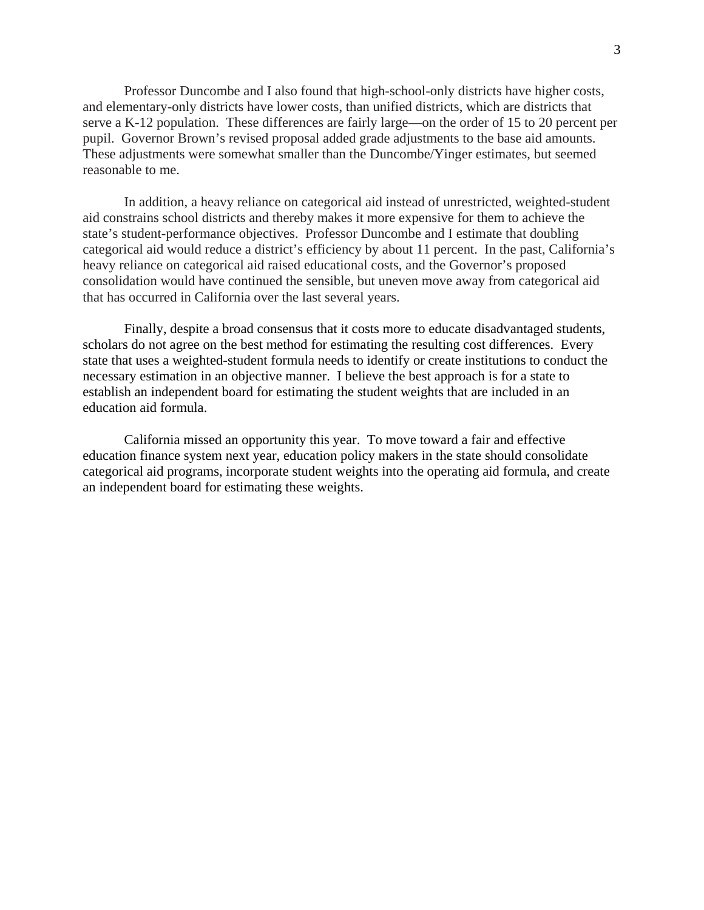Professor Duncombe and I also found that high-school-only districts have higher costs, and elementary-only districts have lower costs, than unified districts, which are districts that serve a K-12 population. These differences are fairly large—on the order of 15 to 20 percent per pupil. Governor Brown's revised proposal added grade adjustments to the base aid amounts. These adjustments were somewhat smaller than the Duncombe/Yinger estimates, but seemed reasonable to me.

In addition, a heavy reliance on categorical aid instead of unrestricted, weighted-student aid constrains school districts and thereby makes it more expensive for them to achieve the state's student-performance objectives. Professor Duncombe and I estimate that doubling categorical aid would reduce a district's efficiency by about 11 percent. In the past, California's heavy reliance on categorical aid raised educational costs, and the Governor's proposed consolidation would have continued the sensible, but uneven move away from categorical aid that has occurred in California over the last several years.

Finally, despite a broad consensus that it costs more to educate disadvantaged students, scholars do not agree on the best method for estimating the resulting cost differences. Every state that uses a weighted-student formula needs to identify or create institutions to conduct the necessary estimation in an objective manner. I believe the best approach is for a state to establish an independent board for estimating the student weights that are included in an education aid formula.

California missed an opportunity this year. To move toward a fair and effective education finance system next year, education policy makers in the state should consolidate categorical aid programs, incorporate student weights into the operating aid formula, and create an independent board for estimating these weights.